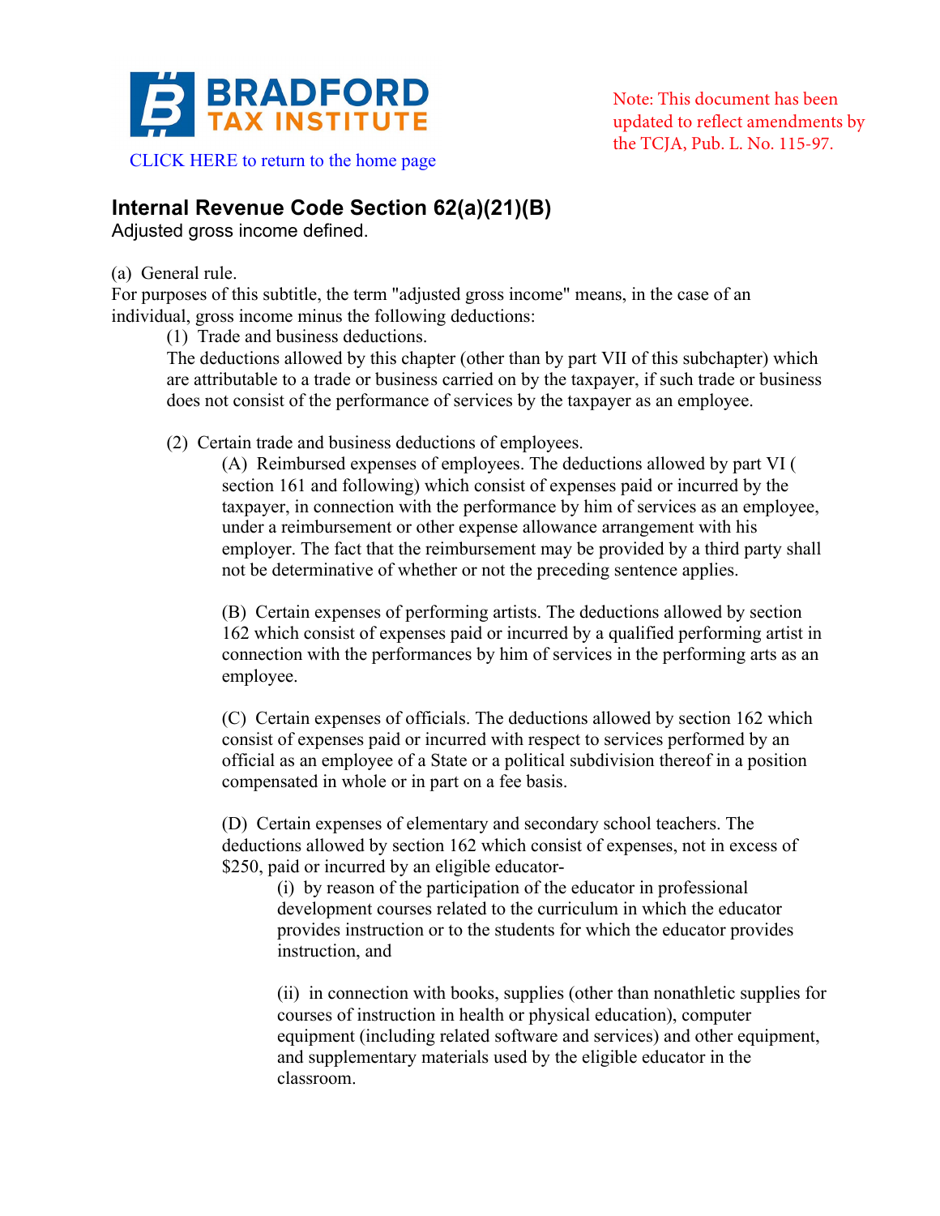BRADFORD TAX INSTITUTE

CLICK HERE to return to the home page

Note: This document has been updated to reflect amendments by the TCJA, Pub. L. No. 115-97.

## Internal Revenue Code Section 62(a)(21)(B)

Adjusted gross income defined.

(a) General rule.

For purposes of this subtitle, the term "adjusted gross income" means, in the case of an individual, gross income minus the following deductions:

(1) Trade and business deductions.

The deductions allowed by this chapter (other than by part VII of this subchapter) which are attributable to a trade or business carried on by the taxpayer, if such trade or business does not consist of the performance of services by the taxpayer as an employee.

(2) Certain trade and business deductions of employees.

(A) Reimbursed expenses of employees. The deductions allowed by part VI ( section 161 and following) which consist of expenses paid or incurred by the taxpayer, in connection with the performance by him of services as an employee, under a reimbursement or other expense allowance arrangement with his employer. The fact that the reimbursement may be provided by a third party shall not be determinative of whether or not the preceding sentence applies.

(B) Certain expenses of performing artists. The deductions allowed by section 162 which consist of expenses paid or incurred by a qualified performing artist in connection with the performances by him of services in the performing arts as an employee.

(C) Certain expenses of officials. The deductions allowed by section 162 which consist of expenses paid or incurred with respect to services performed by an official as an employee of a State or a political subdivision thereof in a position compensated in whole or in part on a fee basis.

(D) Certain expenses of elementary and secondary school teachers. The deductions allowed by section 162 which consist of expenses, not in excess of $250, paid or incurred by an eligible educator-

(i) by reason of the participation of the educator in professional development courses related to the curriculum in which the educator provides instruction or to the students for which the educator provides instruction, and

(ii) in connection with books, supplies (other than nonathletic supplies for courses of instruction in health or physical education), computer equipment (including related software and services) and other equipment, and supplementary materials used by the eligible educator in the classroom.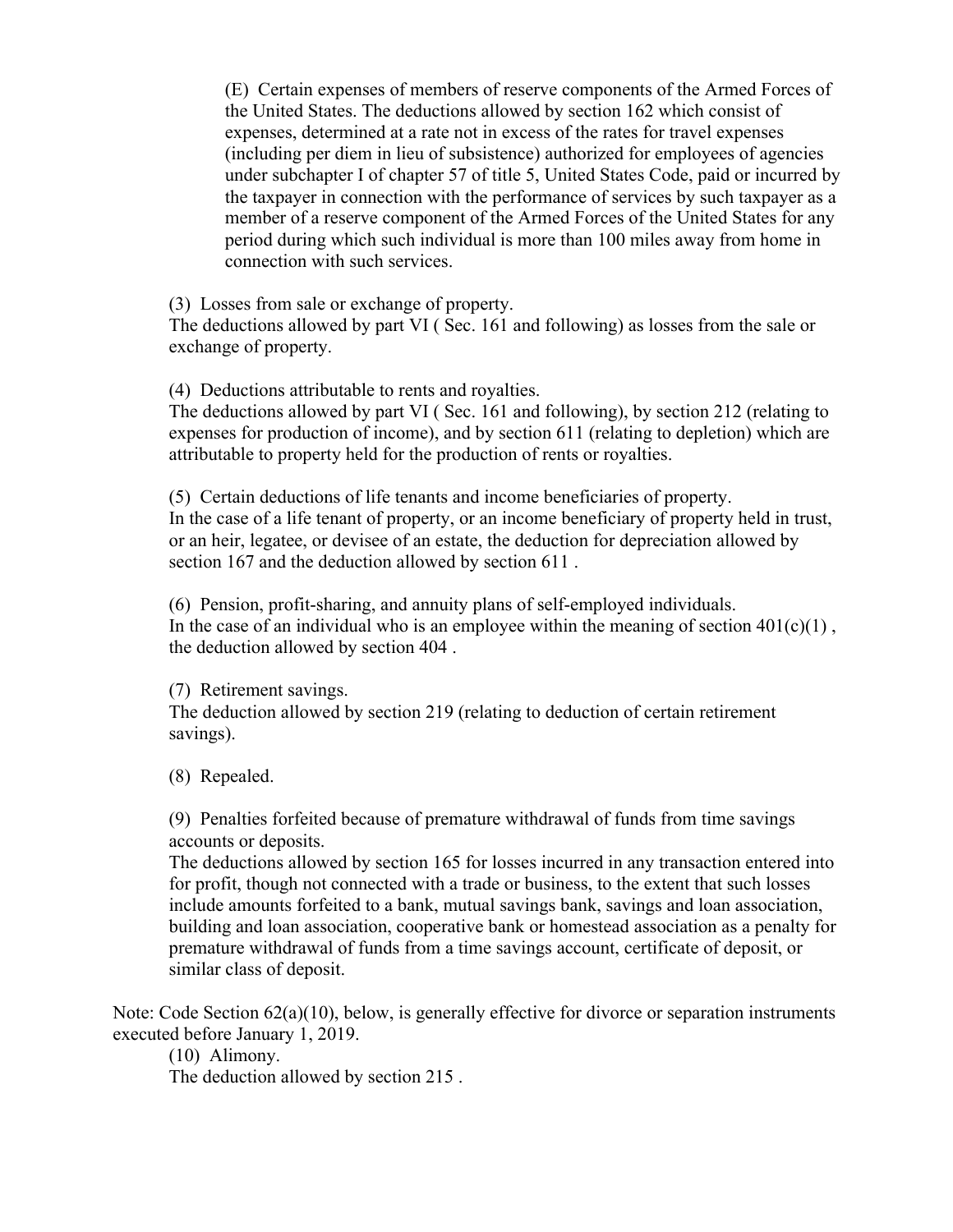(E) Certain expenses of members of reserve components of the Armed Forces of the United States. The deductions allowed by section 162 which consist of expenses, determined at a rate not in excess of the rates for travel expenses (including per diem in lieu of subsistence) authorized for employees of agencies under subchapter I of chapter 57 of title 5, United States Code, paid or incurred by the taxpayer in connection with the performance of services by such taxpayer as a member of a reserve component of the Armed Forces of the United States for any period during which such individual is more than 100 miles away from home in connection with such services.

(3) Losses from sale or exchange of property.
The deductions allowed by part VI ( Sec. 161 and following) as losses from the sale or exchange of property.

(4) Deductions attributable to rents and royalties.
The deductions allowed by part VI ( Sec. 161 and following), by section 212 (relating to expenses for production of income), and by section 611 (relating to depletion) which are attributable to property held for the production of rents or royalties.

(5) Certain deductions of life tenants and income beneficiaries of property.
In the case of a life tenant of property, or an income beneficiary of property held in trust, or an heir, legatee, or devisee of an estate, the deduction for depreciation allowed by section 167 and the deduction allowed by section 611 .

(6) Pension, profit-sharing, and annuity plans of self-employed individuals.
In the case of an individual who is an employee within the meaning of section 401(c)(1) , the deduction allowed by section 404 .

(7) Retirement savings.
The deduction allowed by section 219 (relating to deduction of certain retirement savings).

(8) Repealed.

(9) Penalties forfeited because of premature withdrawal of funds from time savings accounts or deposits.
The deductions allowed by section 165 for losses incurred in any transaction entered into for profit, though not connected with a trade or business, to the extent that such losses include amounts forfeited to a bank, mutual savings bank, savings and loan association, building and loan association, cooperative bank or homestead association as a penalty for premature withdrawal of funds from a time savings account, certificate of deposit, or similar class of deposit.

Note: Code Section 62(a)(10), below, is generally effective for divorce or separation instruments executed before January 1, 2019.

(10) Alimony.
The deduction allowed by section 215 .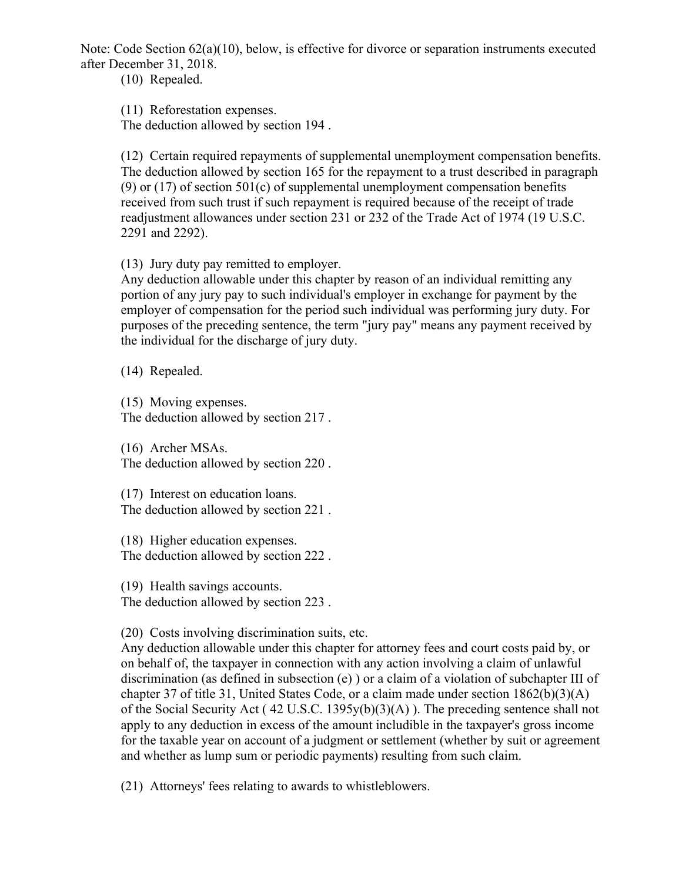Note: Code Section 62(a)(10), below, is effective for divorce or separation instruments executed after December 31, 2018.

(10) Repealed.

(11) Reforestation expenses.
The deduction allowed by section 194 .

(12) Certain required repayments of supplemental unemployment compensation benefits.
The deduction allowed by section 165 for the repayment to a trust described in paragraph (9) or (17) of section 501(c) of supplemental unemployment compensation benefits received from such trust if such repayment is required because of the receipt of trade readjustment allowances under section 231 or 232 of the Trade Act of 1974 (19 U.S.C. 2291 and 2292).

(13) Jury duty pay remitted to employer.
Any deduction allowable under this chapter by reason of an individual remitting any portion of any jury pay to such individual's employer in exchange for payment by the employer of compensation for the period such individual was performing jury duty. For purposes of the preceding sentence, the term "jury pay" means any payment received by the individual for the discharge of jury duty.

(14) Repealed.

(15) Moving expenses.
The deduction allowed by section 217 .

(16) Archer MSAs.
The deduction allowed by section 220 .

(17) Interest on education loans.
The deduction allowed by section 221 .

(18) Higher education expenses.
The deduction allowed by section 222 .

(19) Health savings accounts.
The deduction allowed by section 223 .

(20) Costs involving discrimination suits, etc.
Any deduction allowable under this chapter for attorney fees and court costs paid by, or on behalf of, the taxpayer in connection with any action involving a claim of unlawful discrimination (as defined in subsection (e) ) or a claim of a violation of subchapter III of chapter 37 of title 31, United States Code, or a claim made under section 1862(b)(3)(A) of the Social Security Act ( 42 U.S.C. 1395y(b)(3)(A) ). The preceding sentence shall not apply to any deduction in excess of the amount includible in the taxpayer's gross income for the taxable year on account of a judgment or settlement (whether by suit or agreement and whether as lump sum or periodic payments) resulting from such claim.

(21) Attorneys' fees relating to awards to whistleblowers.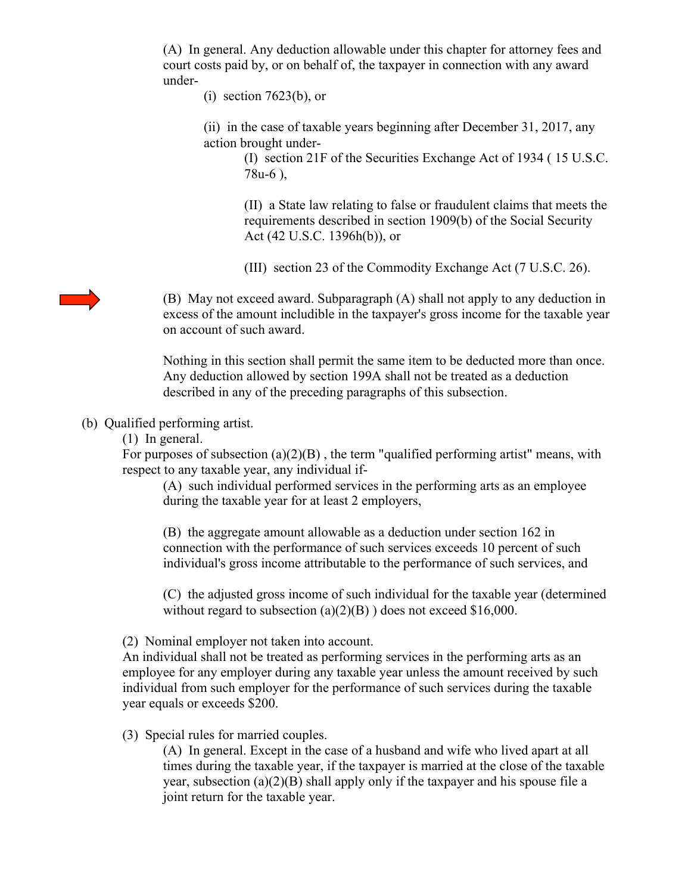(A) In general. Any deduction allowable under this chapter for attorney fees and court costs paid by, or on behalf of, the taxpayer in connection with any award under-

(i) section 7623(b), or

(ii) in the case of taxable years beginning after December 31, 2017, any action brought under-

(I) section 21F of the Securities Exchange Act of 1934 ( 15 U.S.C. 78u-6 ),

(II) a State law relating to false or fraudulent claims that meets the requirements described in section 1909(b) of the Social Security Act (42 U.S.C. 1396h(b)), or

(III) section 23 of the Commodity Exchange Act (7 U.S.C. 26).

(B) May not exceed award. Subparagraph (A) shall not apply to any deduction in excess of the amount includible in the taxpayer's gross income for the taxable year on account of such award.

Nothing in this section shall permit the same item to be deducted more than once. Any deduction allowed by section 199A shall not be treated as a deduction described in any of the preceding paragraphs of this subsection.

(b) Qualified performing artist.

(1) In general.

For purposes of subsection (a)(2)(B) , the term "qualified performing artist" means, with respect to any taxable year, any individual if-

(A) such individual performed services in the performing arts as an employee during the taxable year for at least 2 employers,

(B) the aggregate amount allowable as a deduction under section 162 in connection with the performance of such services exceeds 10 percent of such individual's gross income attributable to the performance of such services, and

(C) the adjusted gross income of such individual for the taxable year (determined without regard to subsection (a)(2)(B) ) does not exceed $16,000.

(2) Nominal employer not taken into account.

An individual shall not be treated as performing services in the performing arts as an employee for any employer during any taxable year unless the amount received by such individual from such employer for the performance of such services during the taxable year equals or exceeds $200.

(3) Special rules for married couples.

(A) In general. Except in the case of a husband and wife who lived apart at all times during the taxable year, if the taxpayer is married at the close of the taxable year, subsection (a)(2)(B) shall apply only if the taxpayer and his spouse file a joint return for the taxable year.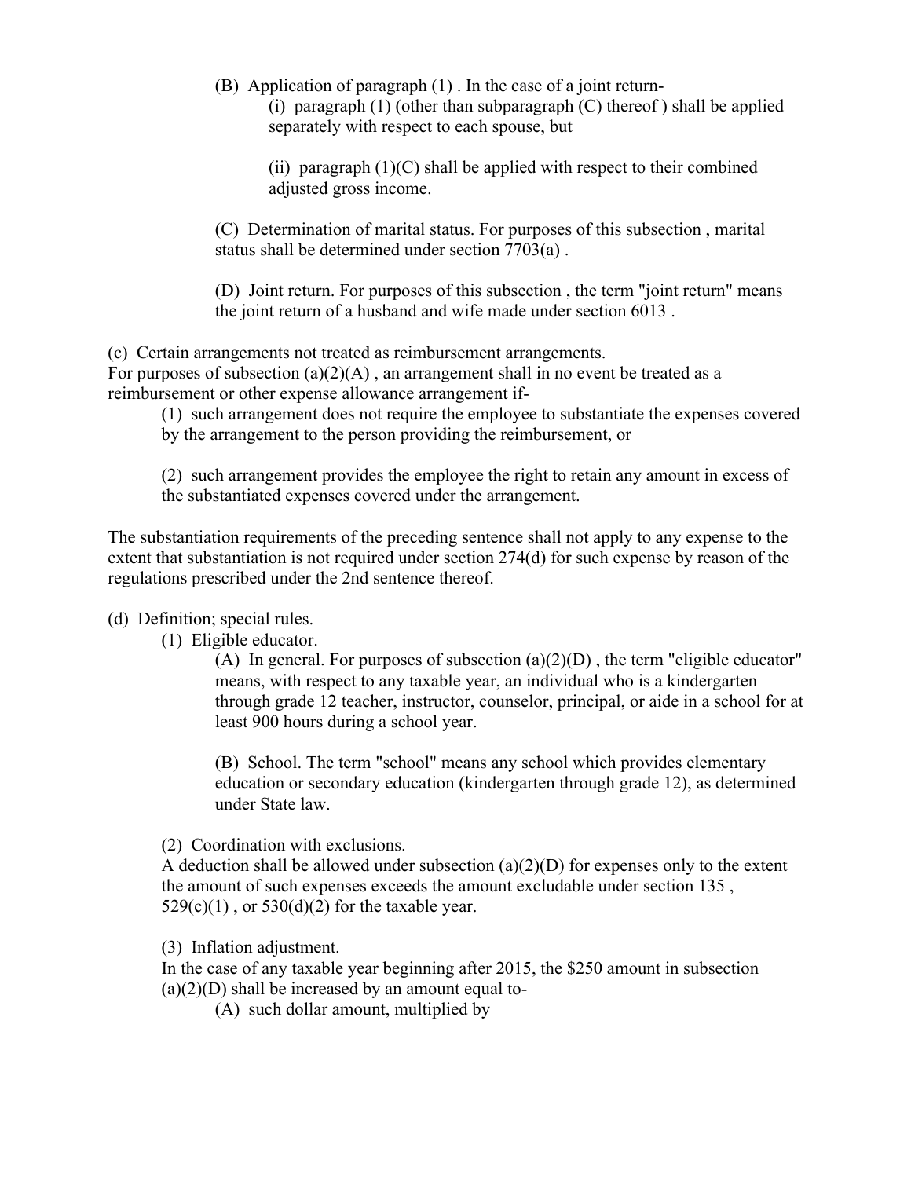(B) Application of paragraph (1) . In the case of a joint return-

(i) paragraph (1) (other than subparagraph (C) thereof ) shall be applied separately with respect to each spouse, but

(ii) paragraph (1)(C) shall be applied with respect to their combined adjusted gross income.

(C) Determination of marital status. For purposes of this subsection , marital status shall be determined under section 7703(a) .

(D) Joint return. For purposes of this subsection , the term "joint return" means the joint return of a husband and wife made under section 6013 .

(c) Certain arrangements not treated as reimbursement arrangements.
For purposes of subsection (a)(2)(A) , an arrangement shall in no event be treated as a reimbursement or other expense allowance arrangement if-

(1) such arrangement does not require the employee to substantiate the expenses covered by the arrangement to the person providing the reimbursement, or

(2) such arrangement provides the employee the right to retain any amount in excess of the substantiated expenses covered under the arrangement.

The substantiation requirements of the preceding sentence shall not apply to any expense to the extent that substantiation is not required under section 274(d) for such expense by reason of the regulations prescribed under the 2nd sentence thereof.

(d) Definition; special rules.

(1) Eligible educator.

(A) In general. For purposes of subsection (a)(2)(D) , the term "eligible educator" means, with respect to any taxable year, an individual who is a kindergarten through grade 12 teacher, instructor, counselor, principal, or aide in a school for at least 900 hours during a school year.

(B) School. The term "school" means any school which provides elementary education or secondary education (kindergarten through grade 12), as determined under State law.

(2) Coordination with exclusions.
A deduction shall be allowed under subsection (a)(2)(D) for expenses only to the extent the amount of such expenses exceeds the amount excludable under section 135 , 529(c)(1) , or 530(d)(2) for the taxable year.

(3) Inflation adjustment.
In the case of any taxable year beginning after 2015, the $250 amount in subsection (a)(2)(D) shall be increased by an amount equal to-

(A) such dollar amount, multiplied by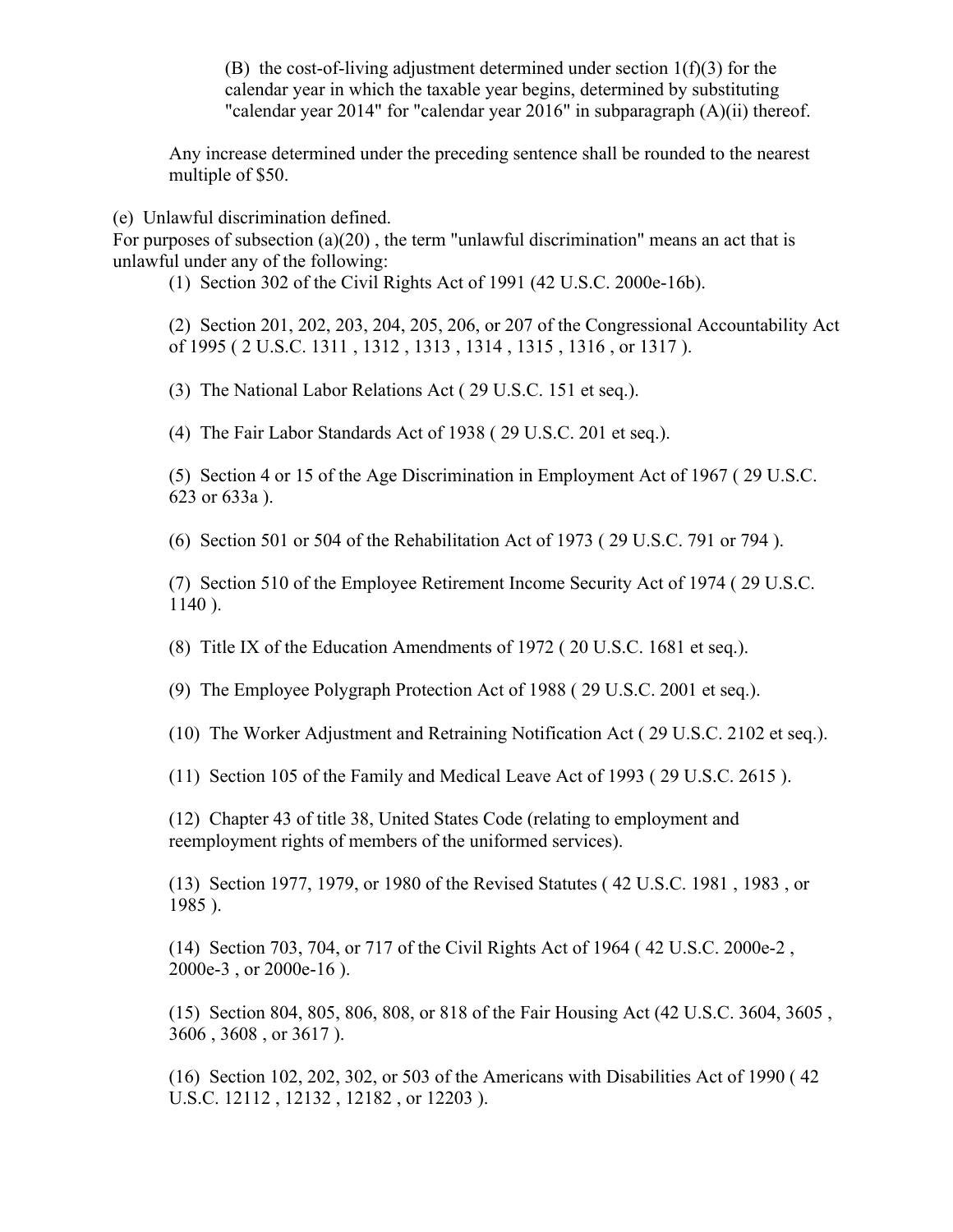(B) the cost-of-living adjustment determined under section 1(f)(3) for the calendar year in which the taxable year begins, determined by substituting "calendar year 2014" for "calendar year 2016" in subparagraph (A)(ii) thereof.

Any increase determined under the preceding sentence shall be rounded to the nearest multiple of $50.

(e) Unlawful discrimination defined.

For purposes of subsection (a)(20) , the term "unlawful discrimination" means an act that is unlawful under any of the following:

(1) Section 302 of the Civil Rights Act of 1991 (42 U.S.C. 2000e-16b).

(2) Section 201, 202, 203, 204, 205, 206, or 207 of the Congressional Accountability Act of 1995 ( 2 U.S.C. 1311 , 1312 , 1313 , 1314 , 1315 , 1316 , or 1317 ).

(3) The National Labor Relations Act ( 29 U.S.C. 151 et seq.).

(4) The Fair Labor Standards Act of 1938 ( 29 U.S.C. 201 et seq.).

(5) Section 4 or 15 of the Age Discrimination in Employment Act of 1967 ( 29 U.S.C. 623 or 633a ).

(6) Section 501 or 504 of the Rehabilitation Act of 1973 ( 29 U.S.C. 791 or 794 ).

(7) Section 510 of the Employee Retirement Income Security Act of 1974 ( 29 U.S.C. 1140 ).

(8) Title IX of the Education Amendments of 1972 ( 20 U.S.C. 1681 et seq.).

(9) The Employee Polygraph Protection Act of 1988 ( 29 U.S.C. 2001 et seq.).

(10) The Worker Adjustment and Retraining Notification Act ( 29 U.S.C. 2102 et seq.).

(11) Section 105 of the Family and Medical Leave Act of 1993 ( 29 U.S.C. 2615 ).

(12) Chapter 43 of title 38, United States Code (relating to employment and reemployment rights of members of the uniformed services).

(13) Section 1977, 1979, or 1980 of the Revised Statutes ( 42 U.S.C. 1981 , 1983 , or 1985 ).

(14) Section 703, 704, or 717 of the Civil Rights Act of 1964 ( 42 U.S.C. 2000e-2 , 2000e-3 , or 2000e-16 ).

(15) Section 804, 805, 806, 808, or 818 of the Fair Housing Act (42 U.S.C. 3604, 3605 , 3606 , 3608 , or 3617 ).

(16) Section 102, 202, 302, or 503 of the Americans with Disabilities Act of 1990 ( 42 U.S.C. 12112 , 12132 , 12182 , or 12203 ).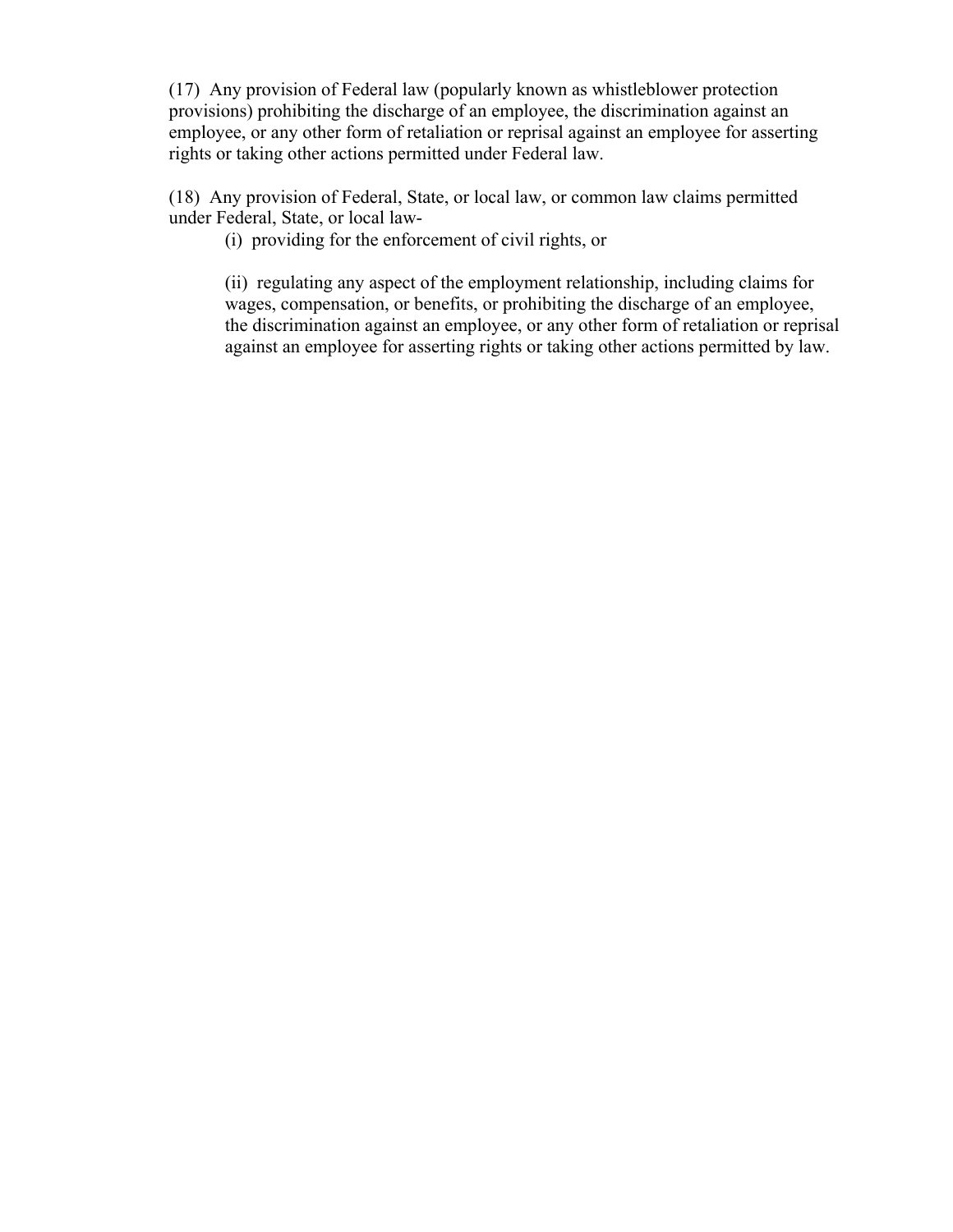(17) Any provision of Federal law (popularly known as whistleblower protection provisions) prohibiting the discharge of an employee, the discrimination against an employee, or any other form of retaliation or reprisal against an employee for asserting rights or taking other actions permitted under Federal law.

(18) Any provision of Federal, State, or local law, or common law claims permitted under Federal, State, or local law-

> (i) providing for the enforcement of civil rights, or
>
> (ii) regulating any aspect of the employment relationship, including claims for wages, compensation, or benefits, or prohibiting the discharge of an employee, the discrimination against an employee, or any other form of retaliation or reprisal against an employee for asserting rights or taking other actions permitted by law.